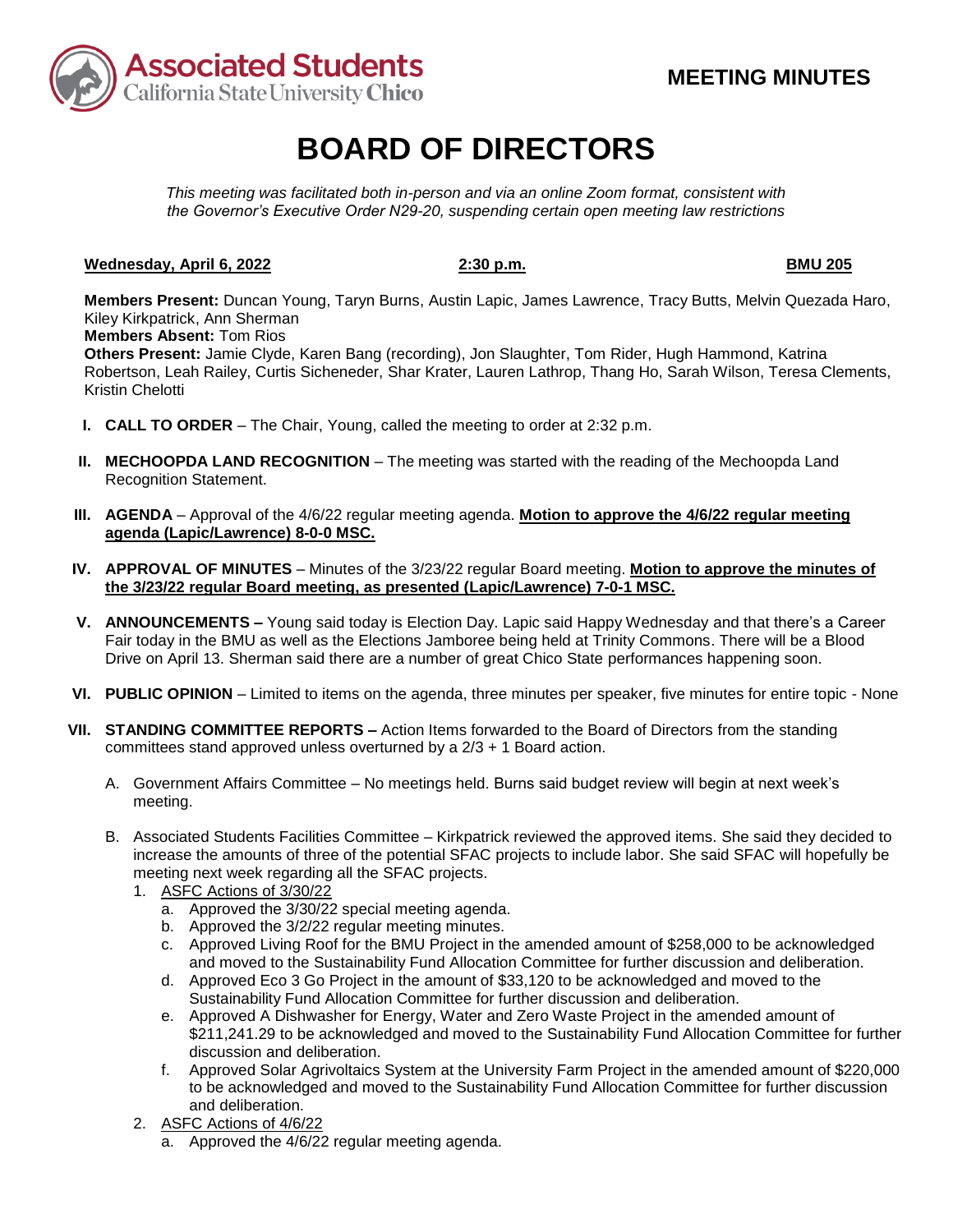Associated Students California State University Chico

**MEETING MINUTES**

# BOARD OF DIRECTORS

*This meeting was facilitated both in-person and via an online Zoom format, consistent with the Governor's Executive Order N29-20, suspending certain open meeting law restrictions*

**Wednesday, April 6, 2022** **2:30 p.m.** **BMU 205**

**Members Present:** Duncan Young, Taryn Burns, Austin Lapic, James Lawrence, Tracy Butts, Melvin Quezada Haro, Kiley Kirkpatrick, Ann Sherman
**Members Absent:** Tom Rios
**Others Present:** Jamie Clyde, Karen Bang (recording), Jon Slaughter, Tom Rider, Hugh Hammond, Katrina Robertson, Leah Railey, Curtis Sicheneder, Shar Krater, Lauren Lathrop, Thang Ho, Sarah Wilson, Teresa Clements, Kristin Chelotti

I. **CALL TO ORDER** – The Chair, Young, called the meeting to order at 2:32 p.m.

II. **MECHOOPDA LAND RECOGNITION** – The meeting was started with the reading of the Mechoopda Land Recognition Statement.

III. **AGENDA** – Approval of the 4/6/22 regular meeting agenda. **Motion to approve the 4/6/22 regular meeting agenda (Lapic/Lawrence) 8-0-0 MSC.**

IV. **APPROVAL OF MINUTES** – Minutes of the 3/23/22 regular Board meeting. **Motion to approve the minutes of the 3/23/22 regular Board meeting, as presented (Lapic/Lawrence) 7-0-1 MSC.**

V. **ANNOUNCEMENTS –** Young said today is Election Day. Lapic said Happy Wednesday and that there's a Career Fair today in the BMU as well as the Elections Jamboree being held at Trinity Commons. There will be a Blood Drive on April 13. Sherman said there are a number of great Chico State performances happening soon.

VI. **PUBLIC OPINION** – Limited to items on the agenda, three minutes per speaker, five minutes for entire topic - None

VII. **STANDING COMMITTEE REPORTS –** Action Items forwarded to the Board of Directors from the standing committees stand approved unless overturned by a 2/3 + 1 Board action.

A. Government Affairs Committee – No meetings held. Burns said budget review will begin at next week's meeting.

B. Associated Students Facilities Committee – Kirkpatrick reviewed the approved items. She said they decided to increase the amounts of three of the potential SFAC projects to include labor. She said SFAC will hopefully be meeting next week regarding all the SFAC projects.

1. ASFC Actions of 3/30/22
   a. Approved the 3/30/22 special meeting agenda.
   b. Approved the 3/2/22 regular meeting minutes.
   c. Approved Living Roof for the BMU Project in the amended amount of $258,000 to be acknowledged and moved to the Sustainability Fund Allocation Committee for further discussion and deliberation.
   d. Approved Eco 3 Go Project in the amount of $33,120 to be acknowledged and moved to the Sustainability Fund Allocation Committee for further discussion and deliberation.
   e. Approved A Dishwasher for Energy, Water and Zero Waste Project in the amended amount of $211,241.29 to be acknowledged and moved to the Sustainability Fund Allocation Committee for further discussion and deliberation.
   f. Approved Solar Agrivoltaics System at the University Farm Project in the amended amount of $220,000 to be acknowledged and moved to the Sustainability Fund Allocation Committee for further discussion and deliberation.
2. ASFC Actions of 4/6/22
   a. Approved the 4/6/22 regular meeting agenda.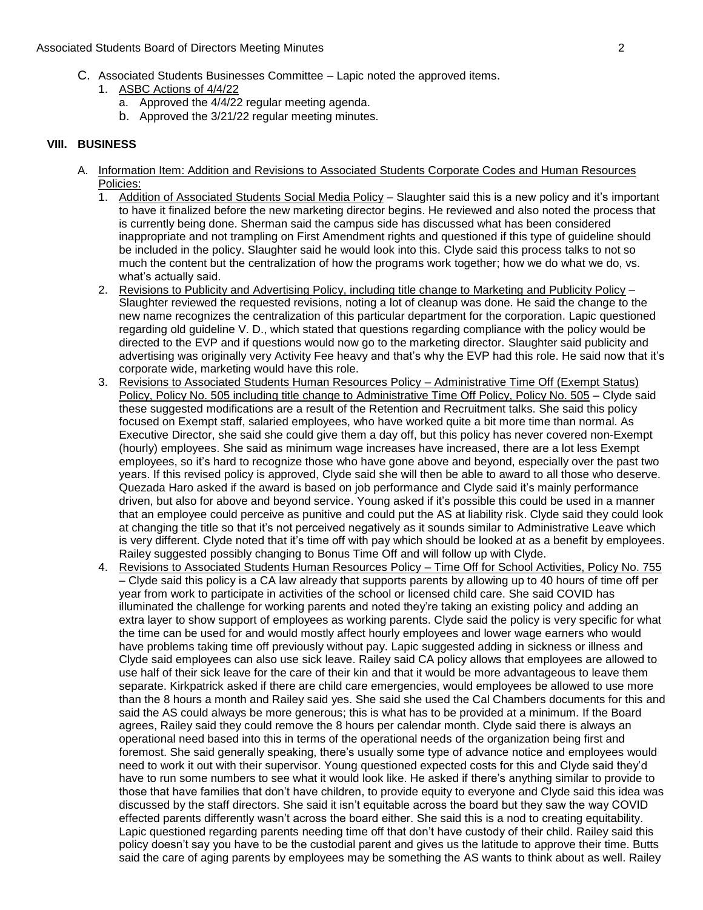C. Associated Students Businesses Committee – Lapic noted the approved items.
   1. <u>ASBC Actions of 4/4/22</u>
      a. Approved the 4/4/22 regular meeting agenda.
      b. Approved the 3/21/22 regular meeting minutes.

## VIII. BUSINESS

A. <u>Information Item: Addition and Revisions to Associated Students Corporate Codes and Human Resources Policies:</u>

1. <u>Addition of Associated Students Social Media Policy</u> – Slaughter said this is a new policy and it's important to have it finalized before the new marketing director begins. He reviewed and also noted the process that is currently being done. Sherman said the campus side has discussed what has been considered inappropriate and not trampling on First Amendment rights and questioned if this type of guideline should be included in the policy. Slaughter said he would look into this. Clyde said this process talks to not so much the content but the centralization of how the programs work together; how we do what we do, vs. what's actually said.

2. <u>Revisions to Publicity and Advertising Policy, including title change to Marketing and Publicity Policy</u> – Slaughter reviewed the requested revisions, noting a lot of cleanup was done. He said the change to the new name recognizes the centralization of this particular department for the corporation. Lapic questioned regarding old guideline V. D., which stated that questions regarding compliance with the policy would be directed to the EVP and if questions would now go to the marketing director. Slaughter said publicity and advertising was originally very Activity Fee heavy and that's why the EVP had this role. He said now that it's corporate wide, marketing would have this role.

3. <u>Revisions to Associated Students Human Resources Policy – Administrative Time Off (Exempt Status) Policy, Policy No. 505 including title change to Administrative Time Off Policy, Policy No. 505</u> – Clyde said these suggested modifications are a result of the Retention and Recruitment talks. She said this policy focused on Exempt staff, salaried employees, who have worked quite a bit more time than normal. As Executive Director, she said she could give them a day off, but this policy has never covered non-Exempt (hourly) employees. She said as minimum wage increases have increased, there are a lot less Exempt employees, so it's hard to recognize those who have gone above and beyond, especially over the past two years. If this revised policy is approved, Clyde said she will then be able to award to all those who deserve. Quezada Haro asked if the award is based on job performance and Clyde said it's mainly performance driven, but also for above and beyond service. Young asked if it's possible this could be used in a manner that an employee could perceive as punitive and could put the AS at liability risk. Clyde said they could look at changing the title so that it's not perceived negatively as it sounds similar to Administrative Leave which is very different. Clyde noted that it's time off with pay which should be looked at as a benefit by employees. Railey suggested possibly changing to Bonus Time Off and will follow up with Clyde.

4. <u>Revisions to Associated Students Human Resources Policy – Time Off for School Activities, Policy No. 755</u> – Clyde said this policy is a CA law already that supports parents by allowing up to 40 hours of time off per year from work to participate in activities of the school or licensed child care. She said COVID has illuminated the challenge for working parents and noted they're taking an existing policy and adding an extra layer to show support of employees as working parents. Clyde said the policy is very specific for what the time can be used for and would mostly affect hourly employees and lower wage earners who would have problems taking time off previously without pay. Lapic suggested adding in sickness or illness and Clyde said employees can also use sick leave. Railey said CA policy allows that employees are allowed to use half of their sick leave for the care of their kin and that it would be more advantageous to leave them separate. Kirkpatrick asked if there are child care emergencies, would employees be allowed to use more than the 8 hours a month and Railey said yes. She said she used the Cal Chambers documents for this and said the AS could always be more generous; this is what has to be provided at a minimum. If the Board agrees, Railey said they could remove the 8 hours per calendar month. Clyde said there is always an operational need based into this in terms of the operational needs of the organization being first and foremost. She said generally speaking, there's usually some type of advance notice and employees would need to work it out with their supervisor. Young questioned expected costs for this and Clyde said they'd have to run some numbers to see what it would look like. He asked if there's anything similar to provide to those that have families that don't have children, to provide equity to everyone and Clyde said this idea was discussed by the staff directors. She said it isn't equitable across the board but they saw the way COVID effected parents differently wasn't across the board either. She said this is a nod to creating equitability. Lapic questioned regarding parents needing time off that don't have custody of their child. Railey said this policy doesn't say you have to be the custodial parent and gives us the latitude to approve their time. Butts said the care of aging parents by employees may be something the AS wants to think about as well. Railey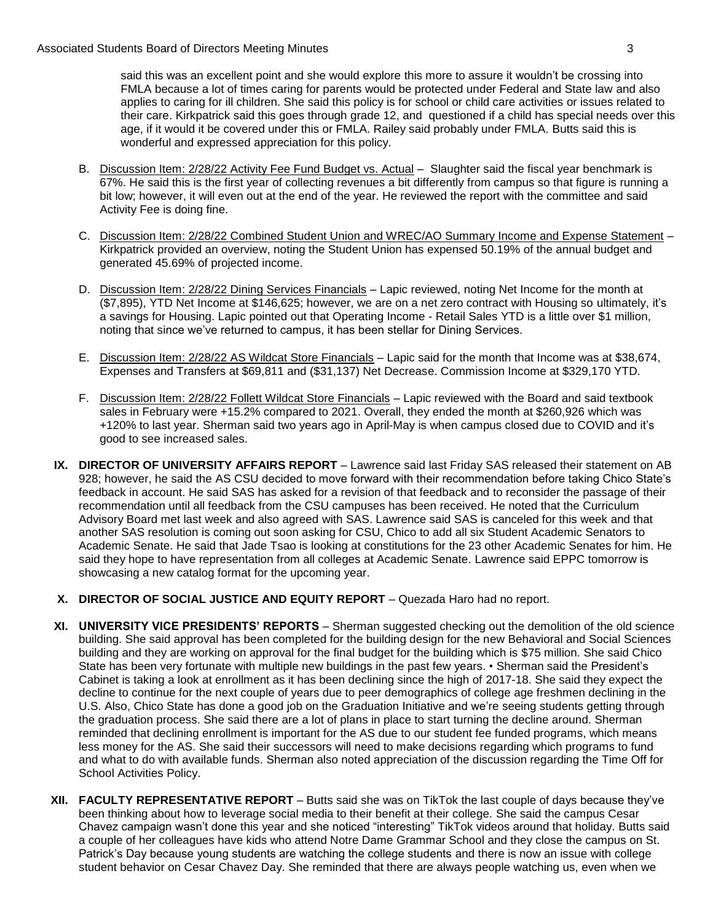said this was an excellent point and she would explore this more to assure it wouldn't be crossing into FMLA because a lot of times caring for parents would be protected under Federal and State law and also applies to caring for ill children. She said this policy is for school or child care activities or issues related to their care. Kirkpatrick said this goes through grade 12, and questioned if a child has special needs over this age, if it would it be covered under this or FMLA. Railey said probably under FMLA. Butts said this is wonderful and expressed appreciation for this policy.

B. Discussion Item: 2/28/22 Activity Fee Fund Budget vs. Actual – Slaughter said the fiscal year benchmark is 67%. He said this is the first year of collecting revenues a bit differently from campus so that figure is running a bit low; however, it will even out at the end of the year. He reviewed the report with the committee and said Activity Fee is doing fine.

C. Discussion Item: 2/28/22 Combined Student Union and WREC/AO Summary Income and Expense Statement – Kirkpatrick provided an overview, noting the Student Union has expensed 50.19% of the annual budget and generated 45.69% of projected income.

D. Discussion Item: 2/28/22 Dining Services Financials – Lapic reviewed, noting Net Income for the month at ($7,895), YTD Net Income at $146,625; however, we are on a net zero contract with Housing so ultimately, it's a savings for Housing. Lapic pointed out that Operating Income - Retail Sales YTD is a little over $1 million, noting that since we've returned to campus, it has been stellar for Dining Services.

E. Discussion Item: 2/28/22 AS Wildcat Store Financials – Lapic said for the month that Income was at $38,674, Expenses and Transfers at $69,811 and ($31,137) Net Decrease. Commission Income at $329,170 YTD.

F. Discussion Item: 2/28/22 Follett Wildcat Store Financials – Lapic reviewed with the Board and said textbook sales in February were +15.2% compared to 2021. Overall, they ended the month at $260,926 which was +120% to last year. Sherman said two years ago in April-May is when campus closed due to COVID and it's good to see increased sales.

**IX. DIRECTOR OF UNIVERSITY AFFAIRS REPORT** – Lawrence said last Friday SAS released their statement on AB 928; however, he said the AS CSU decided to move forward with their recommendation before taking Chico State's feedback in account. He said SAS has asked for a revision of that feedback and to reconsider the passage of their recommendation until all feedback from the CSU campuses has been received. He noted that the Curriculum Advisory Board met last week and also agreed with SAS. Lawrence said SAS is canceled for this week and that another SAS resolution is coming out soon asking for CSU, Chico to add all six Student Academic Senators to Academic Senate. He said that Jade Tsao is looking at constitutions for the 23 other Academic Senates for him. He said they hope to have representation from all colleges at Academic Senate. Lawrence said EPPC tomorrow is showcasing a new catalog format for the upcoming year.

**X. DIRECTOR OF SOCIAL JUSTICE AND EQUITY REPORT** – Quezada Haro had no report.

**XI. UNIVERSITY VICE PRESIDENTS' REPORTS** – Sherman suggested checking out the demolition of the old science building. She said approval has been completed for the building design for the new Behavioral and Social Sciences building and they are working on approval for the final budget for the building which is $75 million. She said Chico State has been very fortunate with multiple new buildings in the past few years. • Sherman said the President's Cabinet is taking a look at enrollment as it has been declining since the high of 2017-18. She said they expect the decline to continue for the next couple of years due to peer demographics of college age freshmen declining in the U.S. Also, Chico State has done a good job on the Graduation Initiative and we're seeing students getting through the graduation process. She said there are a lot of plans in place to start turning the decline around. Sherman reminded that declining enrollment is important for the AS due to our student fee funded programs, which means less money for the AS. She said their successors will need to make decisions regarding which programs to fund and what to do with available funds. Sherman also noted appreciation of the discussion regarding the Time Off for School Activities Policy.

**XII. FACULTY REPRESENTATIVE REPORT** – Butts said she was on TikTok the last couple of days because they've been thinking about how to leverage social media to their benefit at their college. She said the campus Cesar Chavez campaign wasn't done this year and she noticed "interesting" TikTok videos around that holiday. Butts said a couple of her colleagues have kids who attend Notre Dame Grammar School and they close the campus on St. Patrick's Day because young students are watching the college students and there is now an issue with college student behavior on Cesar Chavez Day. She reminded that there are always people watching us, even when we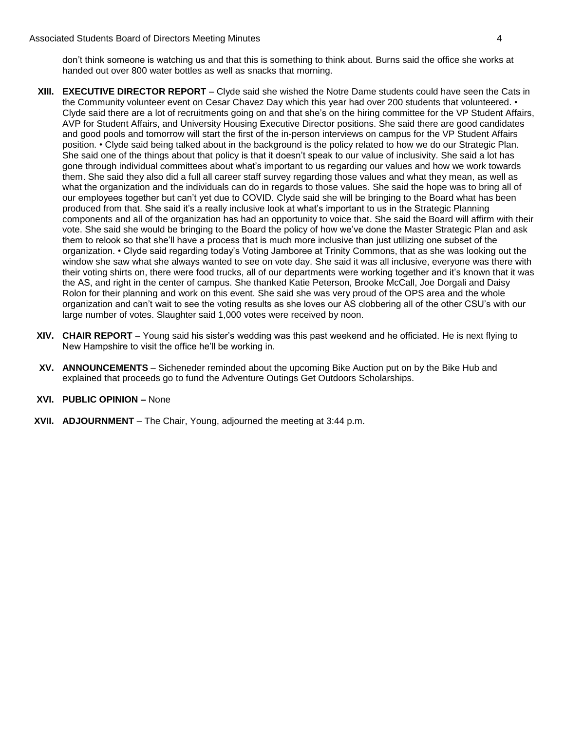don't think someone is watching us and that this is something to think about. Burns said the office she works at handed out over 800 water bottles as well as snacks that morning.

**XIII. EXECUTIVE DIRECTOR REPORT** – Clyde said she wished the Notre Dame students could have seen the Cats in the Community volunteer event on Cesar Chavez Day which this year had over 200 students that volunteered. • Clyde said there are a lot of recruitments going on and that she's on the hiring committee for the VP Student Affairs, AVP for Student Affairs, and University Housing Executive Director positions. She said there are good candidates and good pools and tomorrow will start the first of the in-person interviews on campus for the VP Student Affairs position. • Clyde said being talked about in the background is the policy related to how we do our Strategic Plan. She said one of the things about that policy is that it doesn't speak to our value of inclusivity. She said a lot has gone through individual committees about what's important to us regarding our values and how we work towards them. She said they also did a full all career staff survey regarding those values and what they mean, as well as what the organization and the individuals can do in regards to those values. She said the hope was to bring all of our employees together but can't yet due to COVID. Clyde said she will be bringing to the Board what has been produced from that. She said it's a really inclusive look at what's important to us in the Strategic Planning components and all of the organization has had an opportunity to voice that. She said the Board will affirm with their vote. She said she would be bringing to the Board the policy of how we've done the Master Strategic Plan and ask them to relook so that she'll have a process that is much more inclusive than just utilizing one subset of the organization. • Clyde said regarding today's Voting Jamboree at Trinity Commons, that as she was looking out the window she saw what she always wanted to see on vote day. She said it was all inclusive, everyone was there with their voting shirts on, there were food trucks, all of our departments were working together and it's known that it was the AS, and right in the center of campus. She thanked Katie Peterson, Brooke McCall, Joe Dorgali and Daisy Rolon for their planning and work on this event. She said she was very proud of the OPS area and the whole organization and can't wait to see the voting results as she loves our AS clobbering all of the other CSU's with our large number of votes. Slaughter said 1,000 votes were received by noon.

**XIV. CHAIR REPORT** – Young said his sister's wedding was this past weekend and he officiated. He is next flying to New Hampshire to visit the office he'll be working in.

**XV. ANNOUNCEMENTS** – Sicheneder reminded about the upcoming Bike Auction put on by the Bike Hub and explained that proceeds go to fund the Adventure Outings Get Outdoors Scholarships.

**XVI. PUBLIC OPINION –** None

**XVII. ADJOURNMENT** – The Chair, Young, adjourned the meeting at 3:44 p.m.